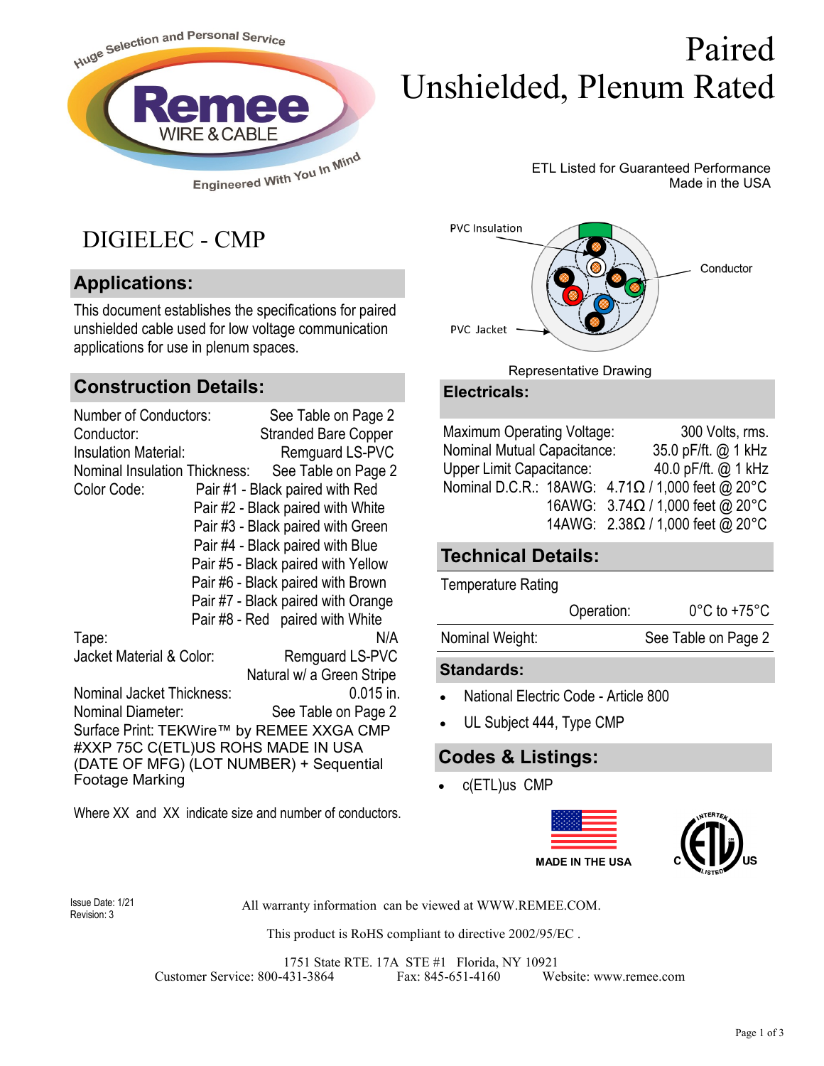Huge Selection and Personal Service

Remee WIRE & CABLE

Engineered With You In Mind

# Paired Unshielded, Plenum Rated

ETL Listed for Guaranteed Performance
Made in the USA

## DIGIELEC - CMP

### Applications:

This document establishes the specifications for paired unshielded cable used for low voltage communication applications for use in plenum spaces.

### Construction Details:

| | |
|---|---|
| Number of Conductors: | See Table on Page 2 |
| Conductor: | Stranded Bare Copper |
| Insulation Material: | Remguard LS-PVC |
| Nominal Insulation Thickness: | See Table on Page 2 |
| Color Code: | Pair #1 - Black paired with Red |
| | Pair #2 - Black paired with White |
| | Pair #3 - Black paired with Green |
| | Pair #4 - Black paired with Blue |
| | Pair #5 - Black paired with Yellow |
| | Pair #6 - Black paired with Brown |
| | Pair #7 - Black paired with Orange |
| | Pair #8 - Red paired with White |
| Tape: | N/A |
| Jacket Material & Color: | Remguard LS-PVC Natural w/ a Green Stripe |
| Nominal Jacket Thickness: | 0.015 in. |
| Nominal Diameter: | See Table on Page 2 |

Surface Print: TEKWire™ by REMEE XXGA CMP #XXP 75C C(ETL)US ROHS MADE IN USA (DATE OF MFG) (LOT NUMBER) + Sequential Footage Marking

Where XX and XX indicate size and number of conductors.

PVC Insulation

Conductor

PVC Jacket

Representative Drawing

### Electricals:

| | |
|---|---|
| Maximum Operating Voltage: | 300 Volts, rms. |
| Nominal Mutual Capacitance: | 35.0 pF/ft. @ 1 kHz |
| Upper Limit Capacitance: | 40.0 pF/ft. @ 1 kHz |
| Nominal D.C.R.: 18AWG: | 4.71Ω / 1,000 feet @ 20°C |
| 16AWG: | 3.74Ω / 1,000 feet @ 20°C |
| 14AWG: | 2.38Ω / 1,000 feet @ 20°C |

### Technical Details:

Temperature Rating

| | |
|---|---|
| Operation: | 0°C to +75°C |
| Nominal Weight: | See Table on Page 2 |

### Standards:

- National Electric Code - Article 800
- UL Subject 444, Type CMP

### Codes & Listings:

- c(ETL)us CMP

MADE IN THE USA

Issue Date: 1/21
Revision: 3

All warranty information can be viewed at WWW.REMEE.COM.

This product is RoHS compliant to directive 2002/95/EC .

1751 State RTE. 17A STE #1 Florida, NY 10921
Customer Service: 800-431-3864 Fax: 845-651-4160 Website: www.remee.com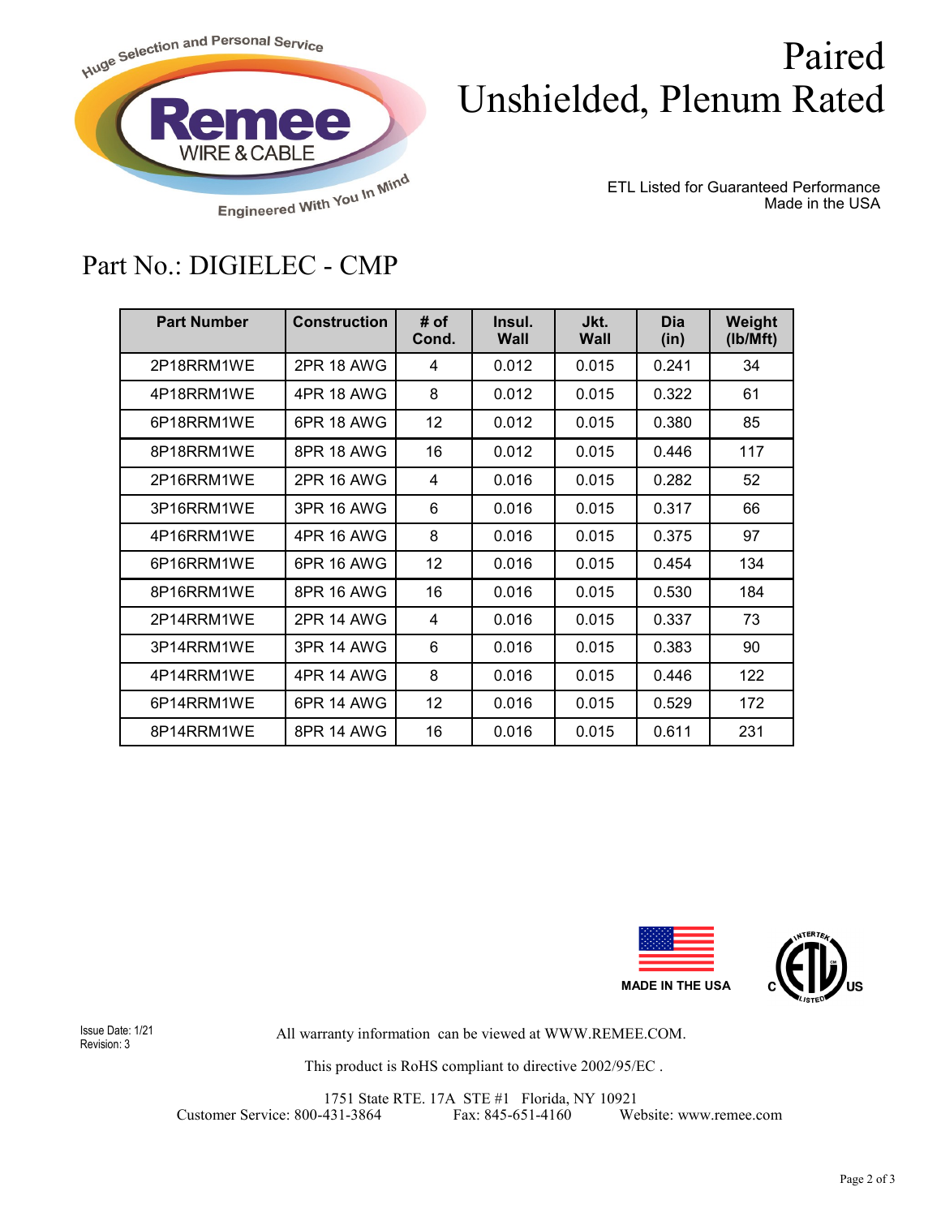# Paired Unshielded, Plenum Rated

ETL Listed for Guaranteed Performance
Made in the USA

## Part No.: DIGIELEC - CMP

| Part Number | Construction | # of Cond. | Insul. Wall | Jkt. Wall | Dia (in) | Weight (lb/Mft) |
|---|---|---|---|---|---|---|
| 2P18RRM1WE | 2PR 18 AWG | 4 | 0.012 | 0.015 | 0.241 | 34 |
| 4P18RRM1WE | 4PR 18 AWG | 8 | 0.012 | 0.015 | 0.322 | 61 |
| 6P18RRM1WE | 6PR 18 AWG | 12 | 0.012 | 0.015 | 0.380 | 85 |
| 8P18RRM1WE | 8PR 18 AWG | 16 | 0.012 | 0.015 | 0.446 | 117 |
| 2P16RRM1WE | 2PR 16 AWG | 4 | 0.016 | 0.015 | 0.282 | 52 |
| 3P16RRM1WE | 3PR 16 AWG | 6 | 0.016 | 0.015 | 0.317 | 66 |
| 4P16RRM1WE | 4PR 16 AWG | 8 | 0.016 | 0.015 | 0.375 | 97 |
| 6P16RRM1WE | 6PR 16 AWG | 12 | 0.016 | 0.015 | 0.454 | 134 |
| 8P16RRM1WE | 8PR 16 AWG | 16 | 0.016 | 0.015 | 0.530 | 184 |
| 2P14RRM1WE | 2PR 14 AWG | 4 | 0.016 | 0.015 | 0.337 | 73 |
| 3P14RRM1WE | 3PR 14 AWG | 6 | 0.016 | 0.015 | 0.383 | 90 |
| 4P14RRM1WE | 4PR 14 AWG | 8 | 0.016 | 0.015 | 0.446 | 122 |
| 6P14RRM1WE | 6PR 14 AWG | 12 | 0.016 | 0.015 | 0.529 | 172 |
| 8P14RRM1WE | 8PR 14 AWG | 16 | 0.016 | 0.015 | 0.611 | 231 |

MADE IN THE USA

Issue Date: 1/21
Revision: 3

All warranty information can be viewed at WWW.REMEE.COM.

This product is RoHS compliant to directive 2002/95/EC .

1751 State RTE. 17A STE #1 Florida, NY 10921
Customer Service: 800-431-3864 Fax: 845-651-4160 Website: www.remee.com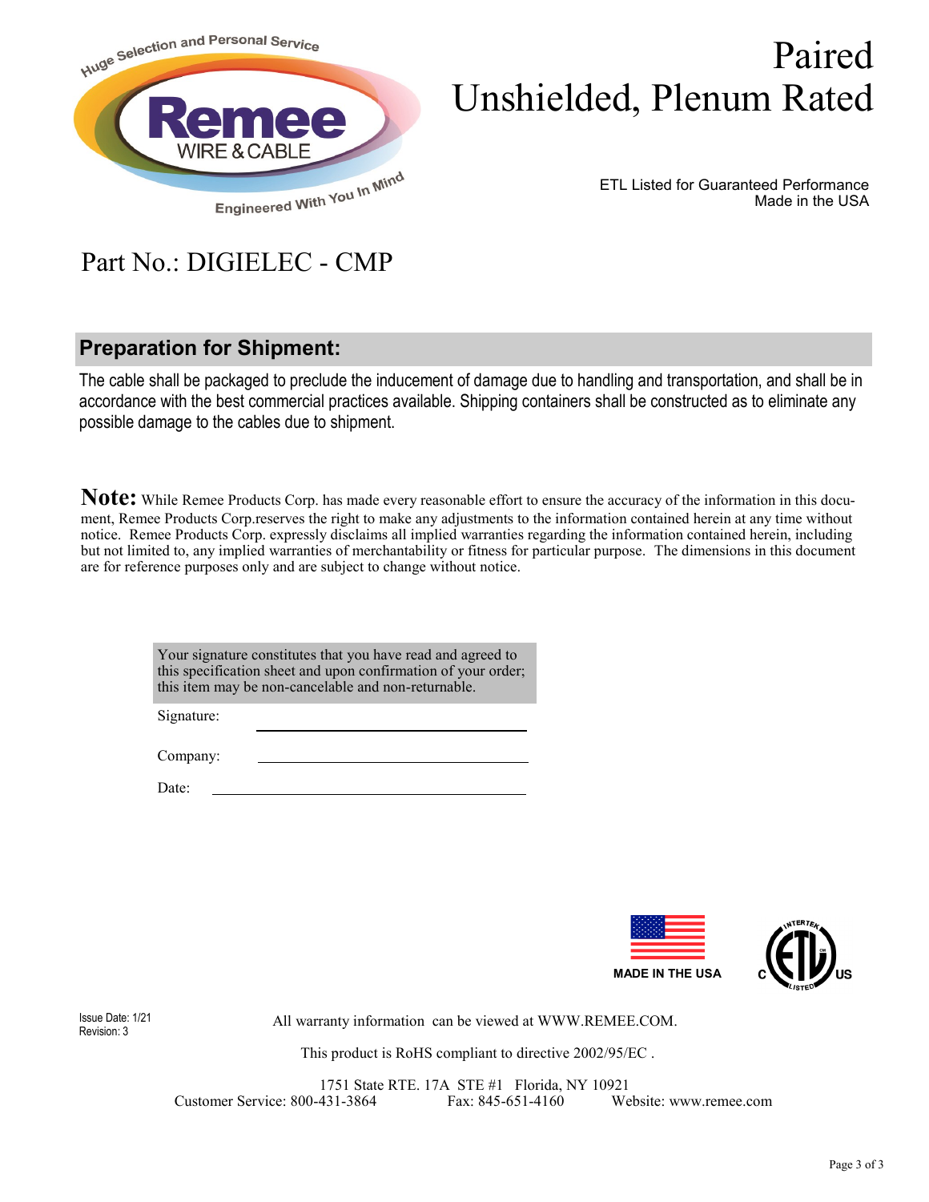Huge Selection and Personal Service

Remee WIRE & CABLE

Engineered With You In Mind

# Paired Unshielded, Plenum Rated

ETL Listed for Guaranteed Performance
Made in the USA

## Part No.: DIGIELEC - CMP

## Preparation for Shipment:

The cable shall be packaged to preclude the inducement of damage due to handling and transportation, and shall be in accordance with the best commercial practices available. Shipping containers shall be constructed as to eliminate any possible damage to the cables due to shipment.

**Note:** While Remee Products Corp. has made every reasonable effort to ensure the accuracy of the information in this document, Remee Products Corp.reserves the right to make any adjustments to the information contained herein at any time without notice. Remee Products Corp. expressly disclaims all implied warranties regarding the information contained herein, including but not limited to, any implied warranties of merchantability or fitness for particular purpose. The dimensions in this document are for reference purposes only and are subject to change without notice.

Your signature constitutes that you have read and agreed to this specification sheet and upon confirmation of your order; this item may be non-cancelable and non-returnable.

Signature: ______________________________

Company: ______________________________

Date: ______________________________

MADE IN THE USA

C ETL US LISTED INTERTEK

Issue Date: 1/21
Revision: 3

All warranty information can be viewed at WWW.REMEE.COM.

This product is RoHS compliant to directive 2002/95/EC .

1751 State RTE. 17A STE #1 Florida, NY 10921
Customer Service: 800-431-3864 Fax: 845-651-4160 Website: www.remee.com